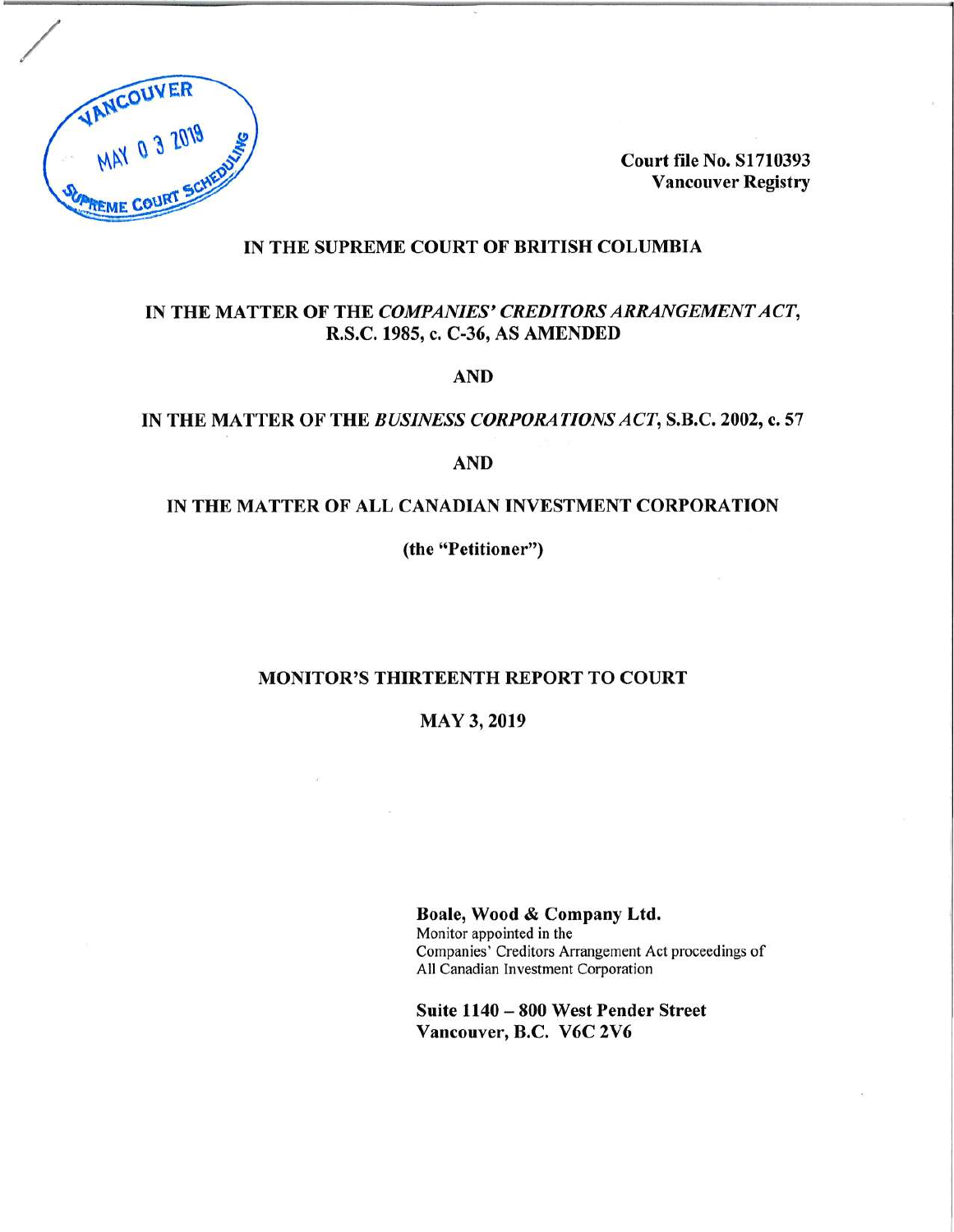VANCOUVER
MAY 03 2019
SUPREME COURT SCHEDULING

Court file No. S1710393
Vancouver Registry

**IN THE SUPREME COURT OF BRITISH COLUMBIA**

**IN THE MATTER OF THE *COMPANIES' CREDITORS ARRANGEMENT ACT*, R.S.C. 1985, c. C-36, AS AMENDED**

**AND**

**IN THE MATTER OF THE *BUSINESS CORPORATIONS ACT*, S.B.C. 2002, c. 57**

**AND**

**IN THE MATTER OF ALL CANADIAN INVESTMENT CORPORATION**

**(the "Petitioner")**

# MONITOR'S THIRTEENTH REPORT TO COURT

**MAY 3, 2019**

**Boale, Wood & Company Ltd.**
Monitor appointed in the
Companies' Creditors Arrangement Act proceedings of
All Canadian Investment Corporation

**Suite 1140 – 800 West Pender Street**
**Vancouver, B.C. V6C 2V6**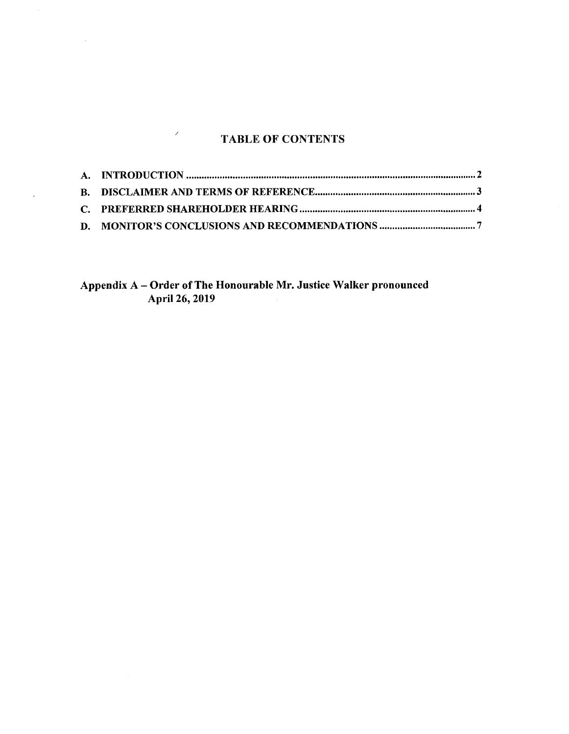# TABLE OF CONTENTS

A. INTRODUCTION .................................................................................................................. 2

B. DISCLAIMER AND TERMS OF REFERENCE ............................................................... 3

C. PREFERRED SHAREHOLDER HEARING ..................................................................... 4

D. MONITOR'S CONCLUSIONS AND RECOMMENDATIONS ...................................... 7

**Appendix A – Order of The Honourable Mr. Justice Walker pronounced April 26, 2019**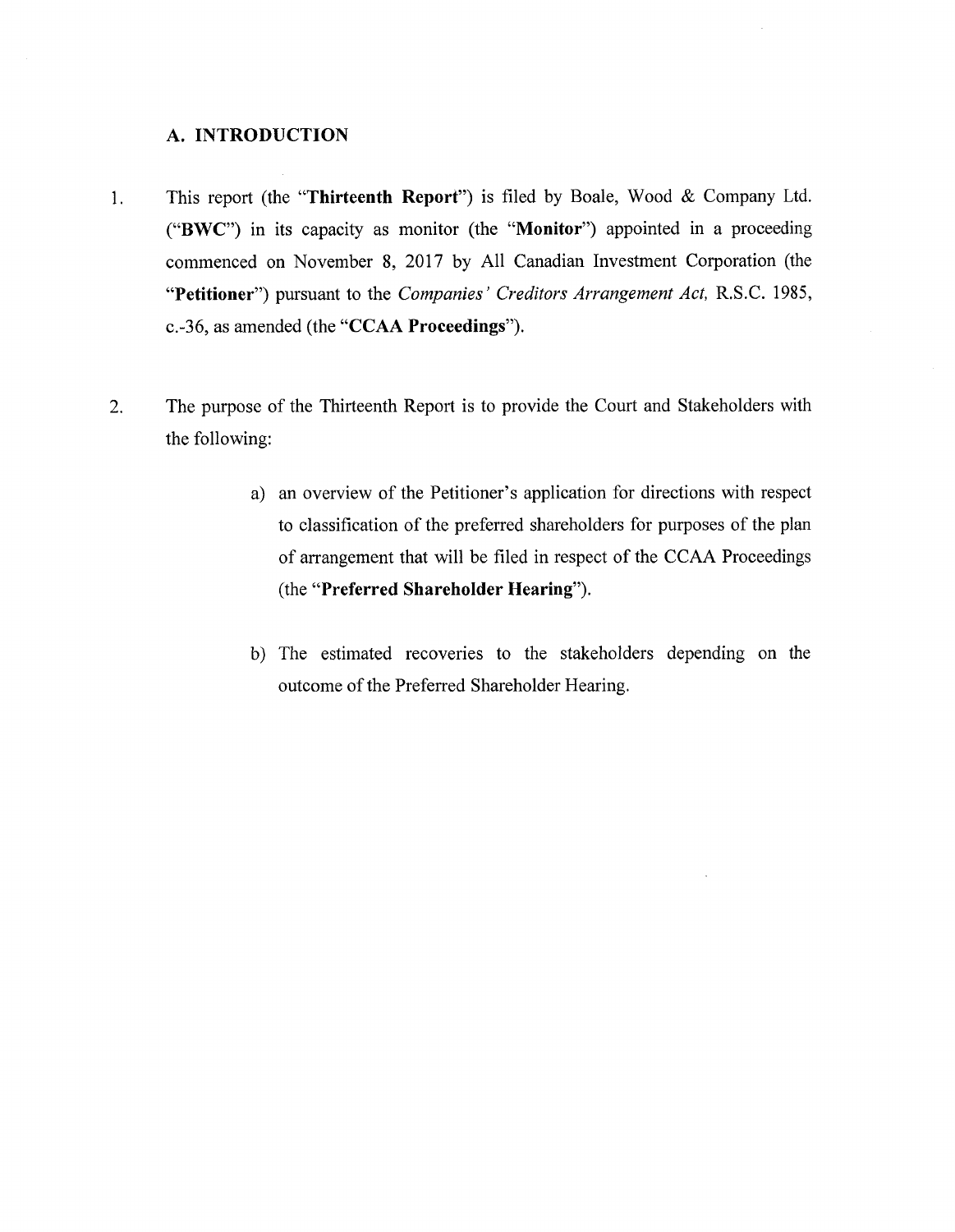## A. INTRODUCTION

1. This report (the "**Thirteenth Report**") is filed by Boale, Wood & Company Ltd. ("**BWC**") in its capacity as monitor (the "**Monitor**") appointed in a proceeding commenced on November 8, 2017 by All Canadian Investment Corporation (the "**Petitioner**") pursuant to the *Companies' Creditors Arrangement Act,* R.S.C. 1985, c.-36, as amended (the "**CCAA Proceedings**").

2. The purpose of the Thirteenth Report is to provide the Court and Stakeholders with the following:

   a) an overview of the Petitioner's application for directions with respect to classification of the preferred shareholders for purposes of the plan of arrangement that will be filed in respect of the CCAA Proceedings (the "**Preferred Shareholder Hearing**").

   b) The estimated recoveries to the stakeholders depending on the outcome of the Preferred Shareholder Hearing.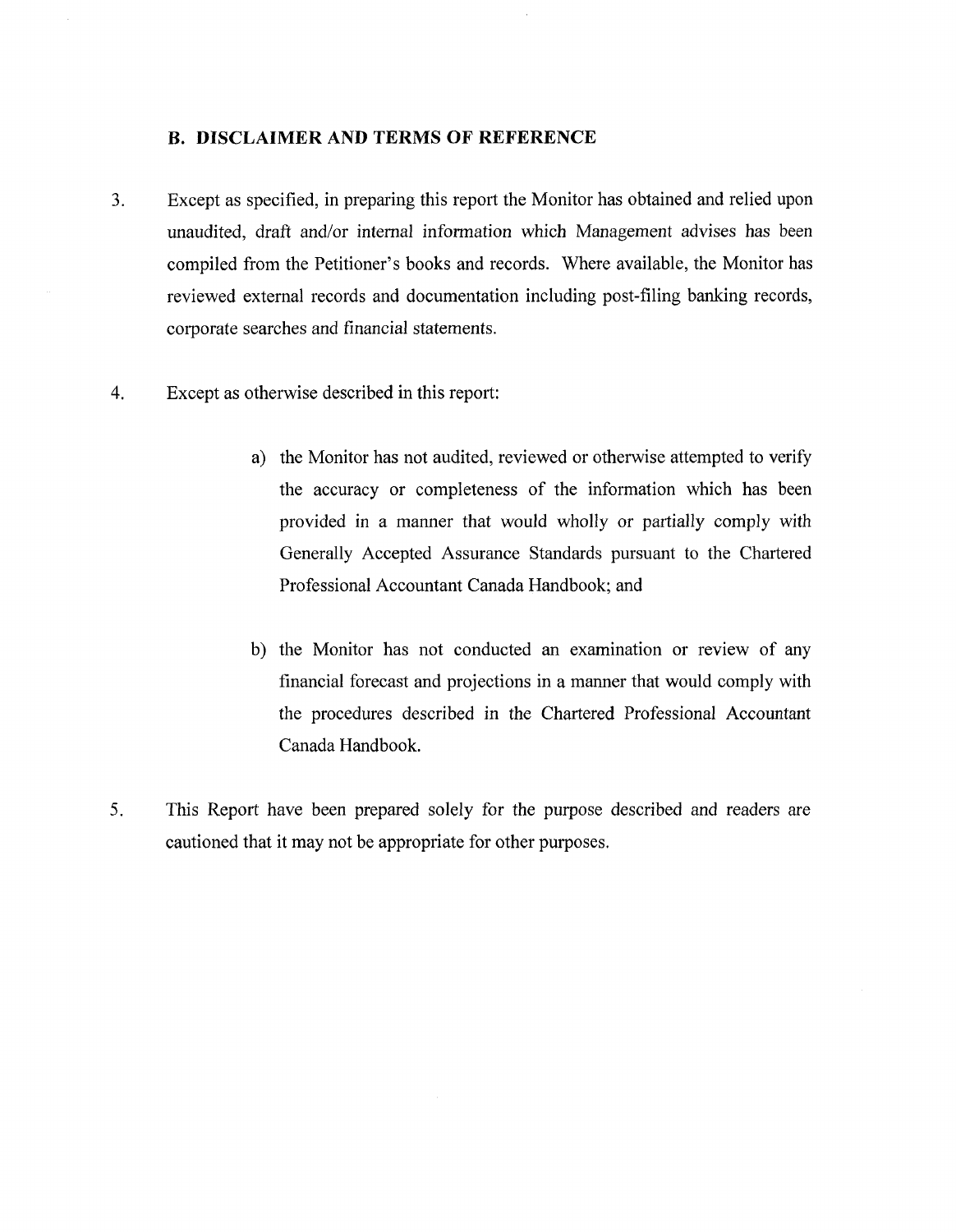## B. DISCLAIMER AND TERMS OF REFERENCE

3. Except as specified, in preparing this report the Monitor has obtained and relied upon unaudited, draft and/or internal information which Management advises has been compiled from the Petitioner's books and records. Where available, the Monitor has reviewed external records and documentation including post-filing banking records, corporate searches and financial statements.

4. Except as otherwise described in this report:

   a) the Monitor has not audited, reviewed or otherwise attempted to verify the accuracy or completeness of the information which has been provided in a manner that would wholly or partially comply with Generally Accepted Assurance Standards pursuant to the Chartered Professional Accountant Canada Handbook; and

   b) the Monitor has not conducted an examination or review of any financial forecast and projections in a manner that would comply with the procedures described in the Chartered Professional Accountant Canada Handbook.

5. This Report have been prepared solely for the purpose described and readers are cautioned that it may not be appropriate for other purposes.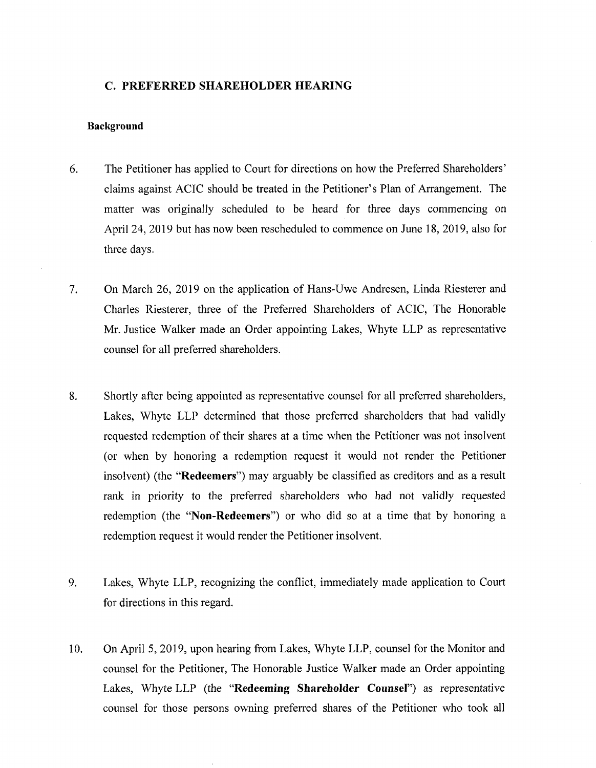## C. PREFERRED SHAREHOLDER HEARING

### Background

6. The Petitioner has applied to Court for directions on how the Preferred Shareholders' claims against ACIC should be treated in the Petitioner's Plan of Arrangement. The matter was originally scheduled to be heard for three days commencing on April 24, 2019 but has now been rescheduled to commence on June 18, 2019, also for three days.

7. On March 26, 2019 on the application of Hans-Uwe Andresen, Linda Riesterer and Charles Riesterer, three of the Preferred Shareholders of ACIC, The Honorable Mr. Justice Walker made an Order appointing Lakes, Whyte LLP as representative counsel for all preferred shareholders.

8. Shortly after being appointed as representative counsel for all preferred shareholders, Lakes, Whyte LLP determined that those preferred shareholders that had validly requested redemption of their shares at a time when the Petitioner was not insolvent (or when by honoring a redemption request it would not render the Petitioner insolvent) (the "**Redeemers**") may arguably be classified as creditors and as a result rank in priority to the preferred shareholders who had not validly requested redemption (the "**Non-Redeemers**") or who did so at a time that by honoring a redemption request it would render the Petitioner insolvent.

9. Lakes, Whyte LLP, recognizing the conflict, immediately made application to Court for directions in this regard.

10. On April 5, 2019, upon hearing from Lakes, Whyte LLP, counsel for the Monitor and counsel for the Petitioner, The Honorable Justice Walker made an Order appointing Lakes, Whyte LLP (the "**Redeeming Shareholder Counsel**") as representative counsel for those persons owning preferred shares of the Petitioner who took all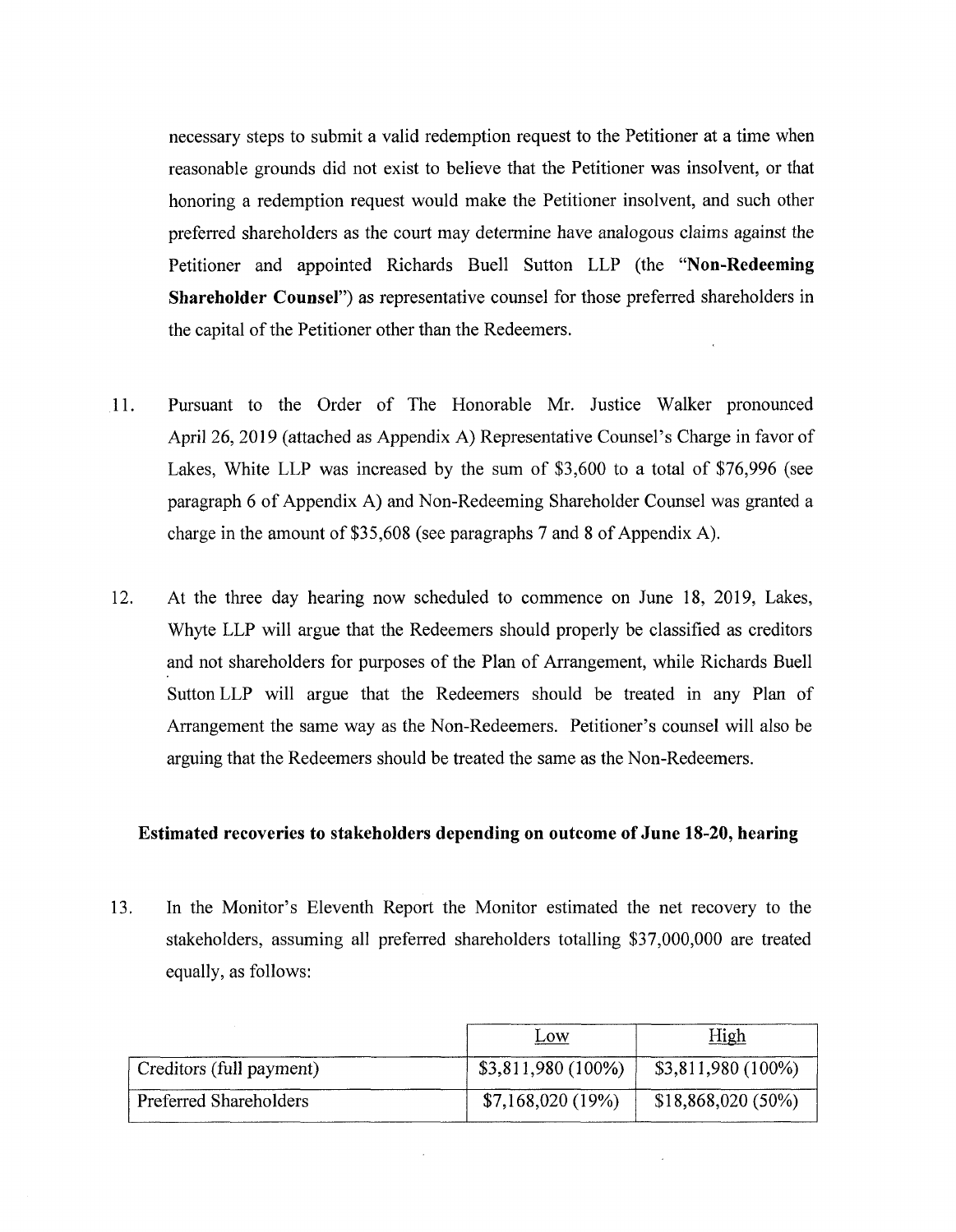necessary steps to submit a valid redemption request to the Petitioner at a time when reasonable grounds did not exist to believe that the Petitioner was insolvent, or that honoring a redemption request would make the Petitioner insolvent, and such other preferred shareholders as the court may determine have analogous claims against the Petitioner and appointed Richards Buell Sutton LLP (the "**Non-Redeeming Shareholder Counsel**") as representative counsel for those preferred shareholders in the capital of the Petitioner other than the Redeemers.

11. Pursuant to the Order of The Honorable Mr. Justice Walker pronounced April 26, 2019 (attached as Appendix A) Representative Counsel's Charge in favor of Lakes, White LLP was increased by the sum of $3,600 to a total of $76,996 (see paragraph 6 of Appendix A) and Non-Redeeming Shareholder Counsel was granted a charge in the amount of $35,608 (see paragraphs 7 and 8 of Appendix A).

12. At the three day hearing now scheduled to commence on June 18, 2019, Lakes, Whyte LLP will argue that the Redeemers should properly be classified as creditors and not shareholders for purposes of the Plan of Arrangement, while Richards Buell Sutton LLP will argue that the Redeemers should be treated in any Plan of Arrangement the same way as the Non-Redeemers. Petitioner's counsel will also be arguing that the Redeemers should be treated the same as the Non-Redeemers.

**Estimated recoveries to stakeholders depending on outcome of June 18-20, hearing**

13. In the Monitor's Eleventh Report the Monitor estimated the net recovery to the stakeholders, assuming all preferred shareholders totalling $37,000,000 are treated equally, as follows:

| | Low | High |
|---|---|---|
| Creditors (full payment) | $3,811,980 (100%) | $3,811,980 (100%) |
| Preferred Shareholders | $7,168,020 (19%) | $18,868,020 (50%) |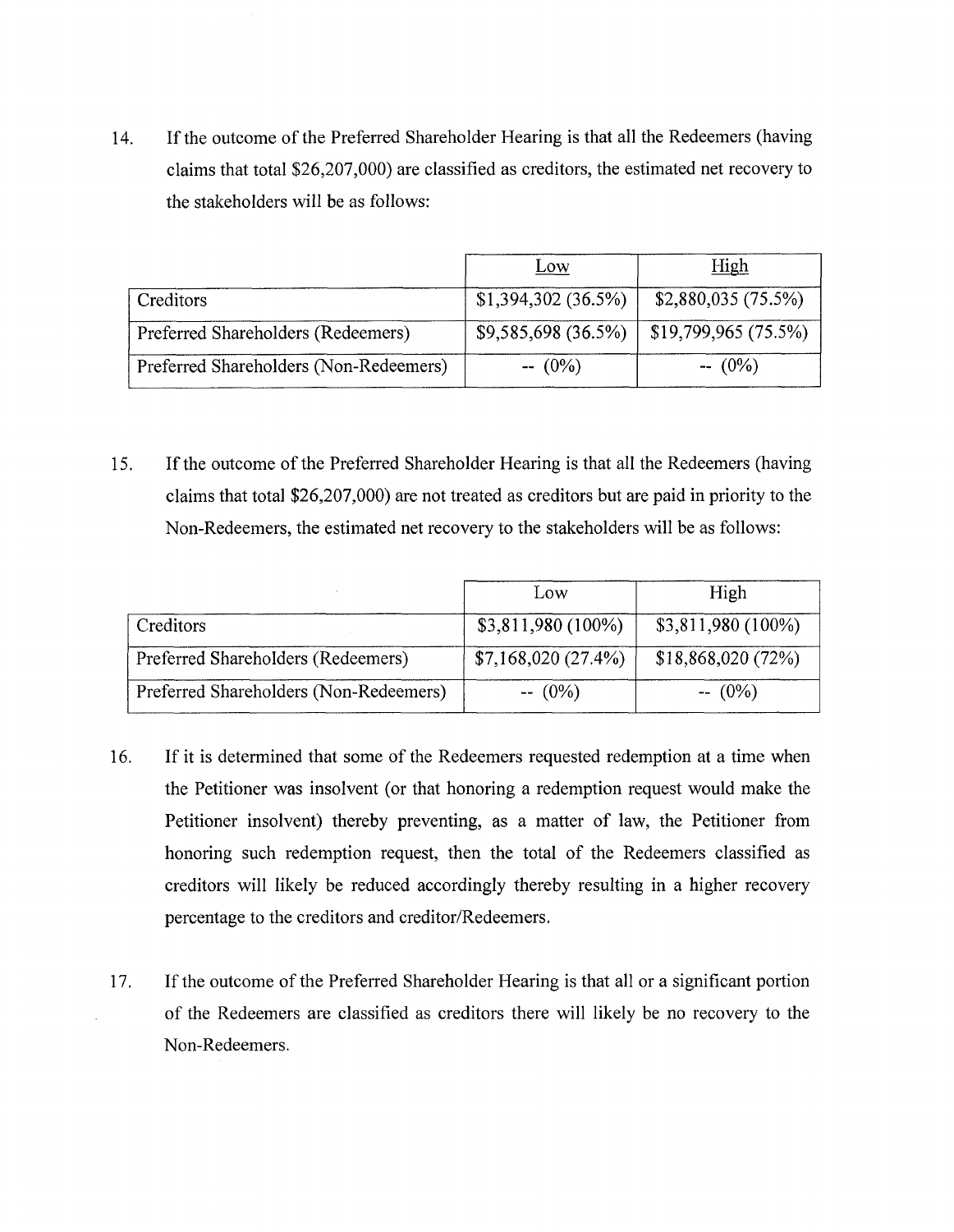14. If the outcome of the Preferred Shareholder Hearing is that all the Redeemers (having claims that total $26,207,000) are classified as creditors, the estimated net recovery to the stakeholders will be as follows:

| | Low | High |
|---|---|---|
| Creditors | $1,394,302 (36.5%) | $2,880,035 (75.5%) |
| Preferred Shareholders (Redeemers) | $9,585,698 (36.5%) | $19,799,965 (75.5%) |
| Preferred Shareholders (Non-Redeemers) | -- (0%) | -- (0%) |

15. If the outcome of the Preferred Shareholder Hearing is that all the Redeemers (having claims that total $26,207,000) are not treated as creditors but are paid in priority to the Non-Redeemers, the estimated net recovery to the stakeholders will be as follows:

| | Low | High |
|---|---|---|
| Creditors | $3,811,980 (100%) | $3,811,980 (100%) |
| Preferred Shareholders (Redeemers) | $7,168,020 (27.4%) | $18,868,020 (72%) |
| Preferred Shareholders (Non-Redeemers) | -- (0%) | -- (0%) |

16. If it is determined that some of the Redeemers requested redemption at a time when the Petitioner was insolvent (or that honoring a redemption request would make the Petitioner insolvent) thereby preventing, as a matter of law, the Petitioner from honoring such redemption request, then the total of the Redeemers classified as creditors will likely be reduced accordingly thereby resulting in a higher recovery percentage to the creditors and creditor/Redeemers.

17. If the outcome of the Preferred Shareholder Hearing is that all or a significant portion of the Redeemers are classified as creditors there will likely be no recovery to the Non-Redeemers.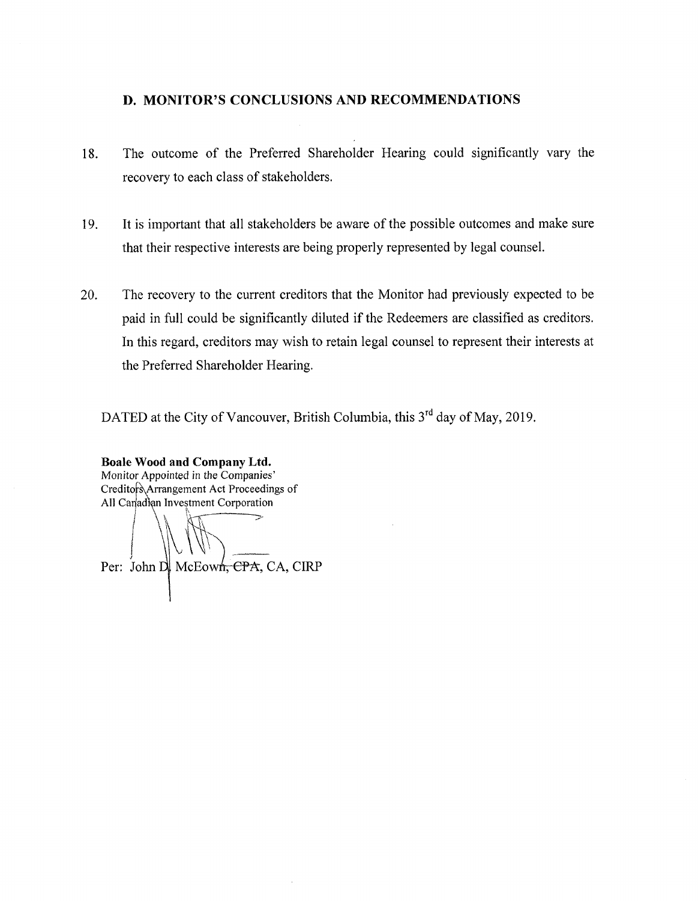## D. MONITOR'S CONCLUSIONS AND RECOMMENDATIONS

18. The outcome of the Preferred Shareholder Hearing could significantly vary the recovery to each class of stakeholders.

19. It is important that all stakeholders be aware of the possible outcomes and make sure that their respective interests are being properly represented by legal counsel.

20. The recovery to the current creditors that the Monitor had previously expected to be paid in full could be significantly diluted if the Redeemers are classified as creditors. In this regard, creditors may wish to retain legal counsel to represent their interests at the Preferred Shareholder Hearing.

DATED at the City of Vancouver, British Columbia, this 3rd day of May, 2019.

**Boale Wood and Company Ltd.**
Monitor Appointed in the Companies' Creditors Arrangement Act Proceedings of All Canadian Investment Corporation

Per: John D. McEown, ~~CPA~~, CA, CIRP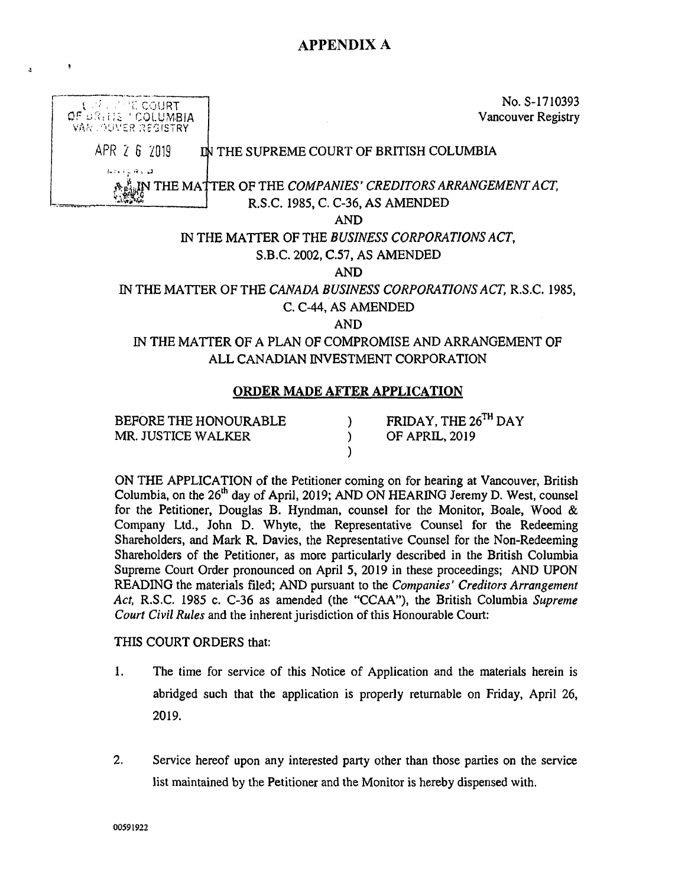## APPENDIX A

No. S-1710393
Vancouver Registry

IN THE SUPREME COURT OF BRITISH COLUMBIA

IN THE MATTER OF THE *COMPANIES' CREDITORS ARRANGEMENT ACT*, R.S.C. 1985, C. C-36, AS AMENDED

AND

IN THE MATTER OF THE *BUSINESS CORPORATIONS ACT*, S.B.C. 2002, C.57, AS AMENDED

AND

IN THE MATTER OF THE *CANADA BUSINESS CORPORATIONS ACT*, R.S.C. 1985, C. C-44, AS AMENDED

AND

IN THE MATTER OF A PLAN OF COMPROMISE AND ARRANGEMENT OF ALL CANADIAN INVESTMENT CORPORATION

**ORDER MADE AFTER APPLICATION**

| | | |
|---|---|---|
| BEFORE THE HONOURABLE MR. JUSTICE WALKER | ) ) ) | FRIDAY, THE 26TH DAY OF APRIL, 2019 |

ON THE APPLICATION of the Petitioner coming on for hearing at Vancouver, British Columbia, on the 26th day of April, 2019; AND ON HEARING Jeremy D. West, counsel for the Petitioner, Douglas B. Hyndman, counsel for the Monitor, Boale, Wood & Company Ltd., John D. Whyte, the Representative Counsel for the Redeeming Shareholders, and Mark R. Davies, the Representative Counsel for the Non-Redeeming Shareholders of the Petitioner, as more particularly described in the British Columbia Supreme Court Order pronounced on April 5, 2019 in these proceedings; AND UPON READING the materials filed; AND pursuant to the *Companies' Creditors Arrangement Act*, R.S.C. 1985 c. C-36 as amended (the "CCAA"), the British Columbia *Supreme Court Civil Rules* and the inherent jurisdiction of this Honourable Court:

THIS COURT ORDERS that:

1. The time for service of this Notice of Application and the materials herein is abridged such that the application is properly returnable on Friday, April 26, 2019.

2. Service hereof upon any interested party other than those parties on the service list maintained by the Petitioner and the Monitor is hereby dispensed with.

00591922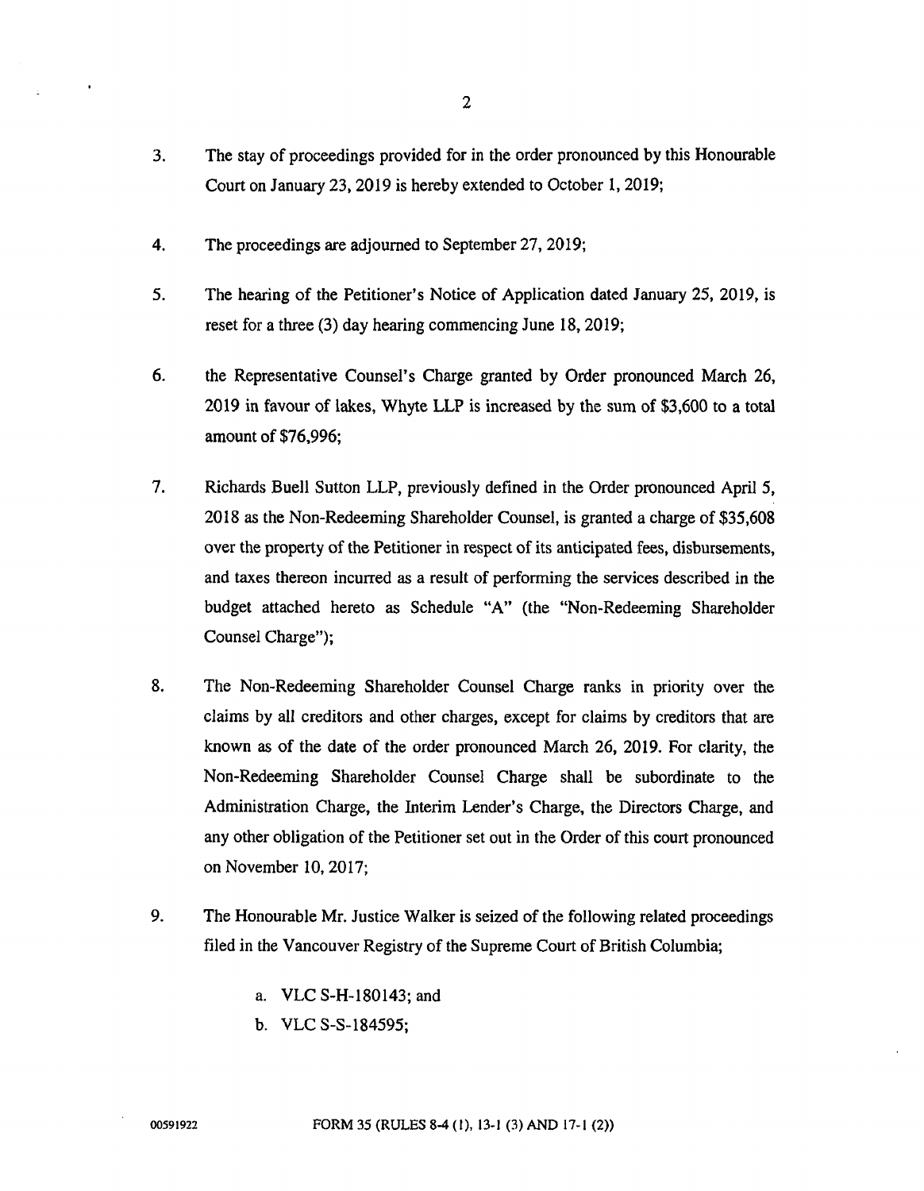3. The stay of proceedings provided for in the order pronounced by this Honourable Court on January 23, 2019 is hereby extended to October 1, 2019;

4. The proceedings are adjourned to September 27, 2019;

5. The hearing of the Petitioner's Notice of Application dated January 25, 2019, is reset for a three (3) day hearing commencing June 18, 2019;

6. the Representative Counsel's Charge granted by Order pronounced March 26, 2019 in favour of lakes, Whyte LLP is increased by the sum of $3,600 to a total amount of $76,996;

7. Richards Buell Sutton LLP, previously defined in the Order pronounced April 5, 2018 as the Non-Redeeming Shareholder Counsel, is granted a charge of $35,608 over the property of the Petitioner in respect of its anticipated fees, disbursements, and taxes thereon incurred as a result of performing the services described in the budget attached hereto as Schedule "A" (the "Non-Redeeming Shareholder Counsel Charge");

8. The Non-Redeeming Shareholder Counsel Charge ranks in priority over the claims by all creditors and other charges, except for claims by creditors that are known as of the date of the order pronounced March 26, 2019. For clarity, the Non-Redeeming Shareholder Counsel Charge shall be subordinate to the Administration Charge, the Interim Lender's Charge, the Directors Charge, and any other obligation of the Petitioner set out in the Order of this court pronounced on November 10, 2017;

9. The Honourable Mr. Justice Walker is seized of the following related proceedings filed in the Vancouver Registry of the Supreme Court of British Columbia;

   a. VLC S-H-180143; and
   b. VLC S-S-184595;

00591922 FORM 35 (RULES 8-4 (1), 13-1 (3) AND 17-1 (2))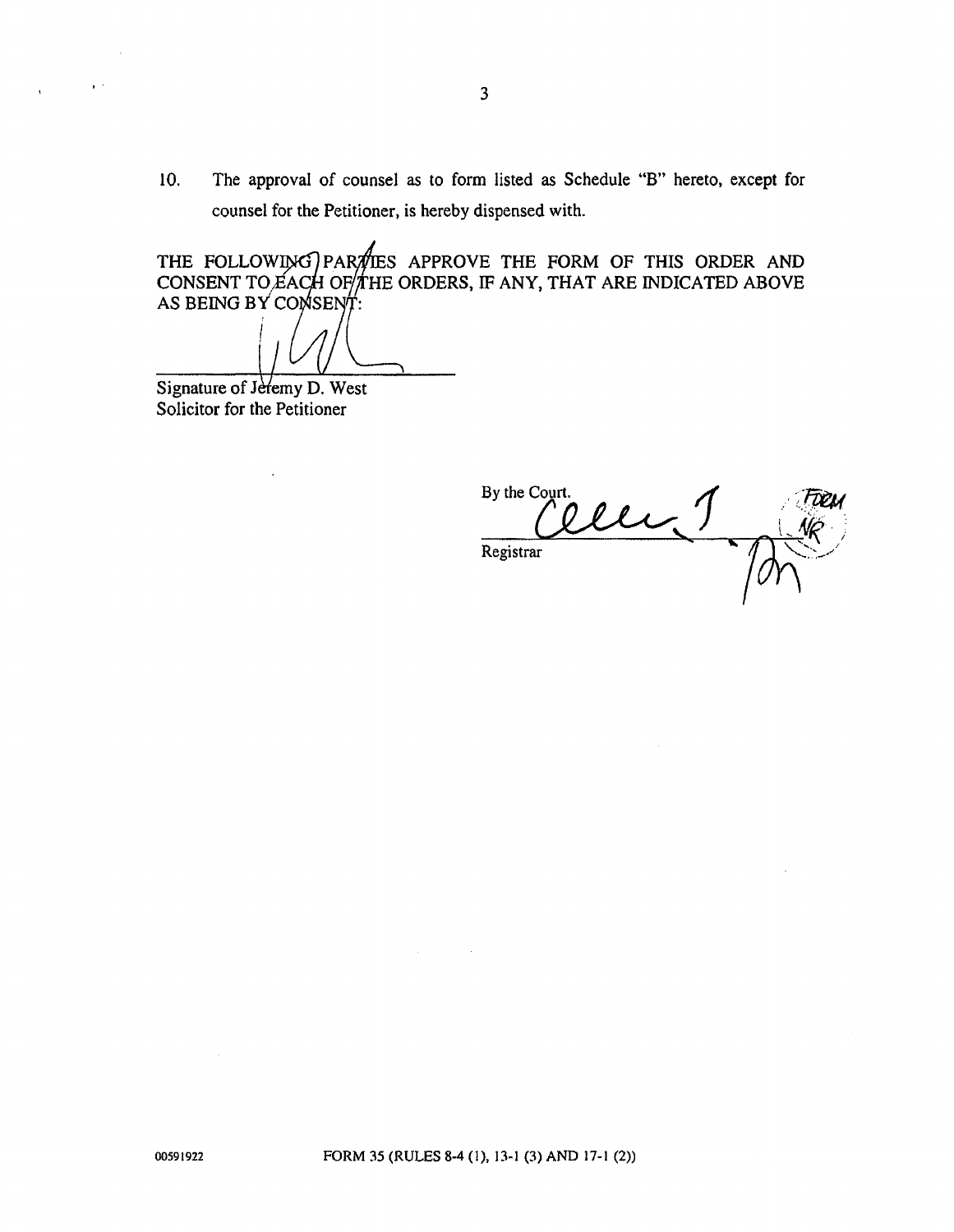10. The approval of counsel as to form listed as Schedule "B" hereto, except for counsel for the Petitioner, is hereby dispensed with.

THE FOLLOWING PARTIES APPROVE THE FORM OF THIS ORDER AND CONSENT TO EACH OF THE ORDERS, IF ANY, THAT ARE INDICATED ABOVE AS BEING BY CONSENT:

\_\_\_\_\_\_\_\_\_\_\_\_\_\_\_\_\_\_\_\_\_\_\_\_\_\_\_\_\_\_

Signature of Jeremy D. West
Solicitor for the Petitioner

By the Court.

\_\_\_\_\_\_\_\_\_\_\_\_\_\_\_\_\_\_\_\_\_\_\_\_\_\_\_\_\_\_

Registrar

FORM NR

00591922

FORM 35 (RULES 8-4 (1), 13-1 (3) AND 17-1 (2))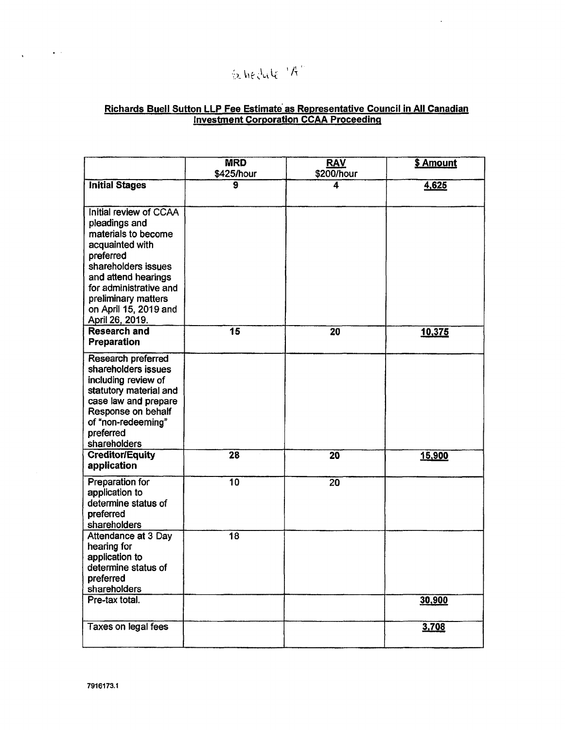Schedule 'A'

## Richards Buell Sutton LLP Fee Estimate as Representative Council in All Canadian Investment Corporation CCAA Proceeding

| | **MRD** $425/hour | **RAV** $200/hour | **$ Amount** |
|---|---|---|---|
| **Initial Stages** | **9** | **4** | **4,625** |
| Initial review of CCAA pleadings and materials to become acquainted with preferred shareholders issues and attend hearings for administrative and preliminary matters on April 15, 2019 and April 26, 2019. | | | |
| **Research and Preparation** | **15** | **20** | **10,375** |
| Research preferred shareholders issues including review of statutory material and case law and prepare Response on behalf of "non-redeeming" preferred shareholders | | | |
| **Creditor/Equity application** | **28** | **20** | **15,900** |
| Preparation for application to determine status of preferred shareholders | 10 | 20 | |
| Attendance at 3 Day hearing for application to determine status of preferred shareholders | 18 | | |
| Pre-tax total. | | | **30,900** |
| Taxes on legal fees | | | **3,708** |

7916173.1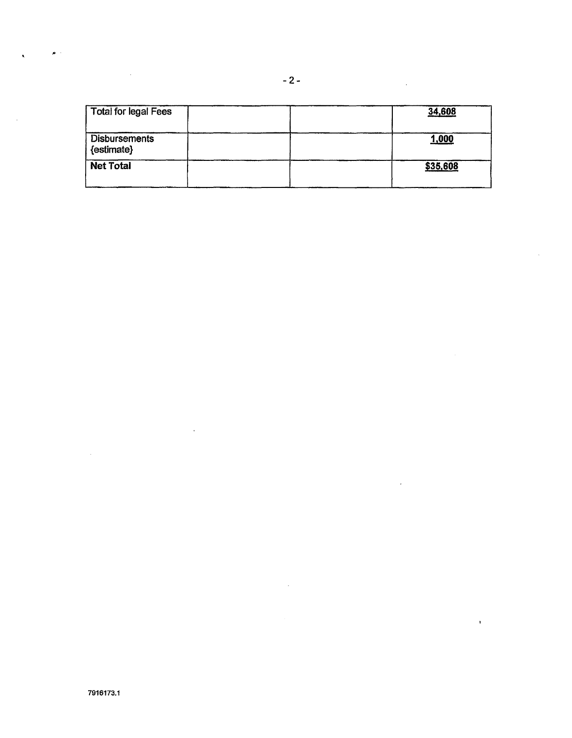| Total for legal Fees | | | <u>**34,608**</u> |
|---|---|---|---|
| Disbursements {estimate} | | | <u>**1,000**</u> |
| **Net Total** | | | <u>**$35,608**</u> |

7916173.1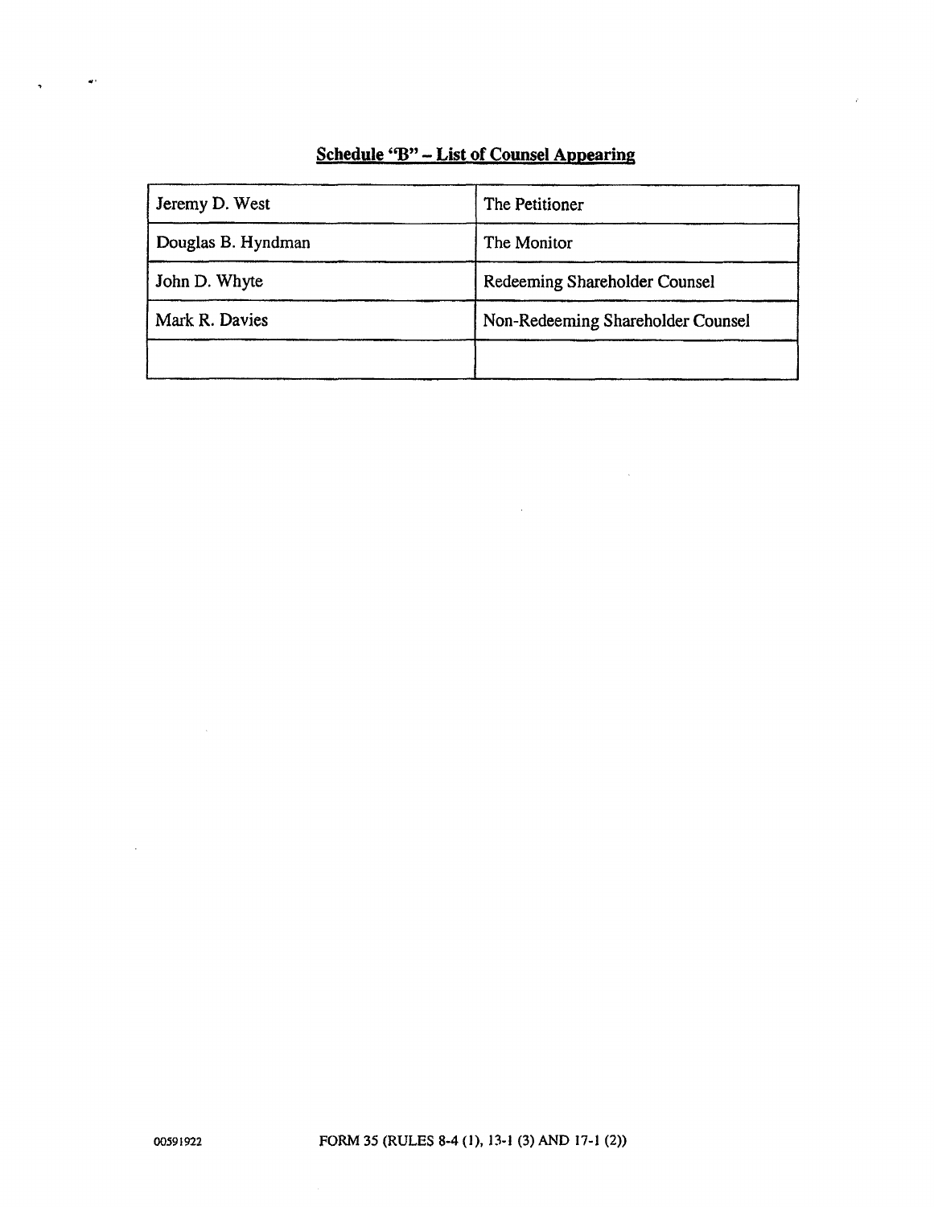**Schedule "B" – List of Counsel Appearing**

| | |
|---|---|
| Jeremy D. West | The Petitioner |
| Douglas B. Hyndman | The Monitor |
| John D. Whyte | Redeeming Shareholder Counsel |
| Mark R. Davies | Non-Redeeming Shareholder Counsel |
| | |

00591922 FORM 35 (RULES 8-4 (1), 13-1 (3) AND 17-1 (2))